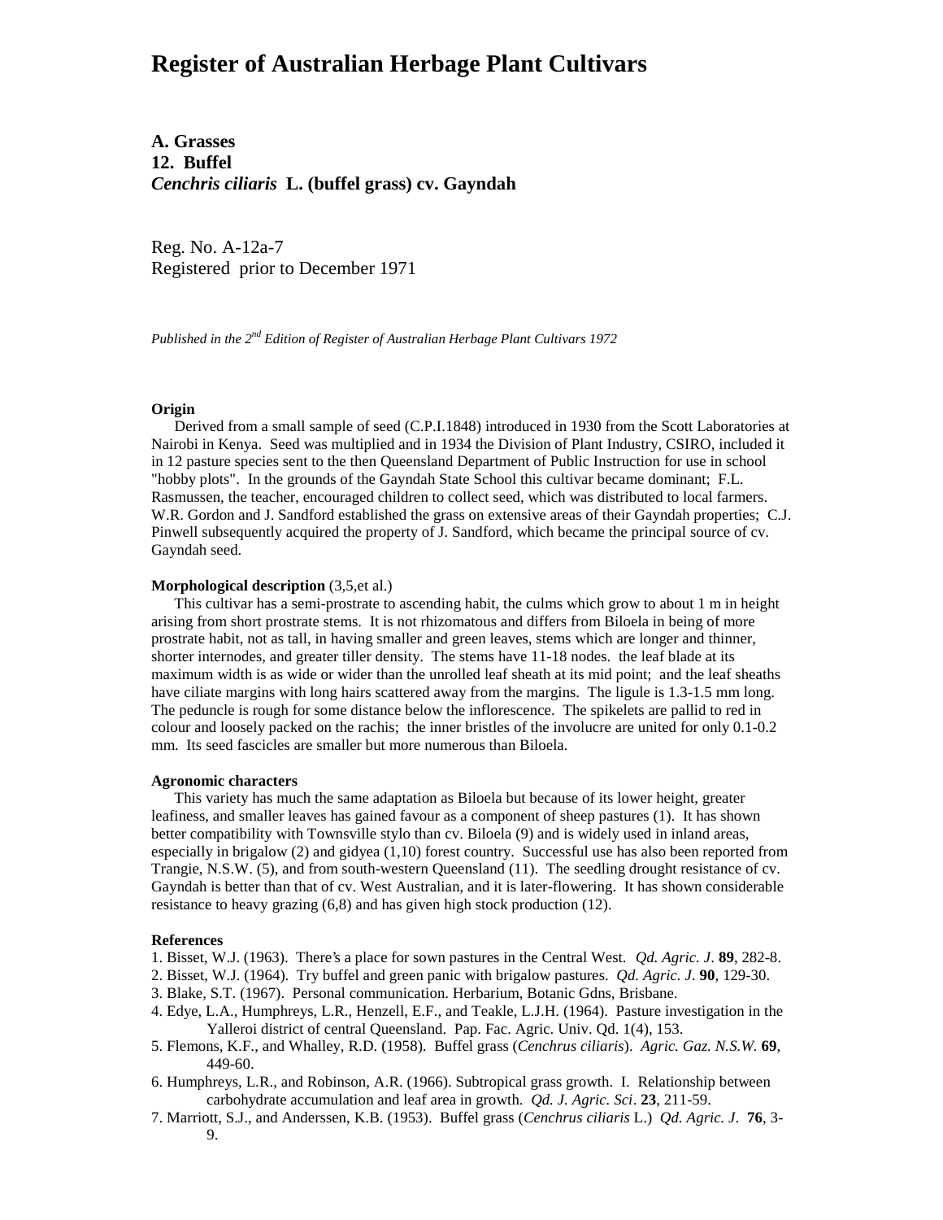# Register of Australian Herbage Plant Cultivars

**A. Grasses**
**12. Buffel**
***Cenchris ciliaris* L. (buffel grass) cv. Gayndah**

Reg. No. A-12a-7
Registered prior to December 1971

*Published in the 2nd Edition of Register of Australian Herbage Plant Cultivars 1972*

**Origin**

Derived from a small sample of seed (C.P.I.1848) introduced in 1930 from the Scott Laboratories at Nairobi in Kenya. Seed was multiplied and in 1934 the Division of Plant Industry, CSIRO, included it in 12 pasture species sent to the then Queensland Department of Public Instruction for use in school "hobby plots". In the grounds of the Gayndah State School this cultivar became dominant; F.L. Rasmussen, the teacher, encouraged children to collect seed, which was distributed to local farmers. W.R. Gordon and J. Sandford established the grass on extensive areas of their Gayndah properties; C.J. Pinwell subsequently acquired the property of J. Sandford, which became the principal source of cv. Gayndah seed.

**Morphological description** (3,5,et al.)

This cultivar has a semi-prostrate to ascending habit, the culms which grow to about 1 m in height arising from short prostrate stems. It is not rhizomatous and differs from Biloela in being of more prostrate habit, not as tall, in having smaller and green leaves, stems which are longer and thinner, shorter internodes, and greater tiller density. The stems have 11-18 nodes. the leaf blade at its maximum width is as wide or wider than the unrolled leaf sheath at its mid point; and the leaf sheaths have ciliate margins with long hairs scattered away from the margins. The ligule is 1.3-1.5 mm long. The peduncle is rough for some distance below the inflorescence. The spikelets are pallid to red in colour and loosely packed on the rachis; the inner bristles of the involucre are united for only 0.1-0.2 mm. Its seed fascicles are smaller but more numerous than Biloela.

**Agronomic characters**

This variety has much the same adaptation as Biloela but because of its lower height, greater leafiness, and smaller leaves has gained favour as a component of sheep pastures (1). It has shown better compatibility with Townsville stylo than cv. Biloela (9) and is widely used in inland areas, especially in brigalow (2) and gidyea (1,10) forest country. Successful use has also been reported from Trangie, N.S.W. (5), and from south-western Queensland (11). The seedling drought resistance of cv. Gayndah is better than that of cv. West Australian, and it is later-flowering. It has shown considerable resistance to heavy grazing (6,8) and has given high stock production (12).

**References**

1. Bisset, W.J. (1963). There's a place for sown pastures in the Central West. *Qd. Agric. J*. **89**, 282-8.
2. Bisset, W.J. (1964). Try buffel and green panic with brigalow pastures. *Qd. Agric. J*. **90**, 129-30.
3. Blake, S.T. (1967). Personal communication. Herbarium, Botanic Gdns, Brisbane.
4. Edye, L.A., Humphreys, L.R., Henzell, E.F., and Teakle, L.J.H. (1964). Pasture investigation in the Yalleroi district of central Queensland. Pap. Fac. Agric. Univ. Qd. 1(4), 153.
5. Flemons, K.F., and Whalley, R.D. (1958). Buffel grass (*Cenchrus ciliaris*). *Agric. Gaz. N.S.W.* **69**, 449-60.
6. Humphreys, L.R., and Robinson, A.R. (1966). Subtropical grass growth. I. Relationship between carbohydrate accumulation and leaf area in growth. *Qd. J. Agric. Sci*. **23**, 211-59.
7. Marriott, S.J., and Anderssen, K.B. (1953). Buffel grass (*Cenchrus ciliaris* L.) *Qd. Agric. J*. **76**, 3-9.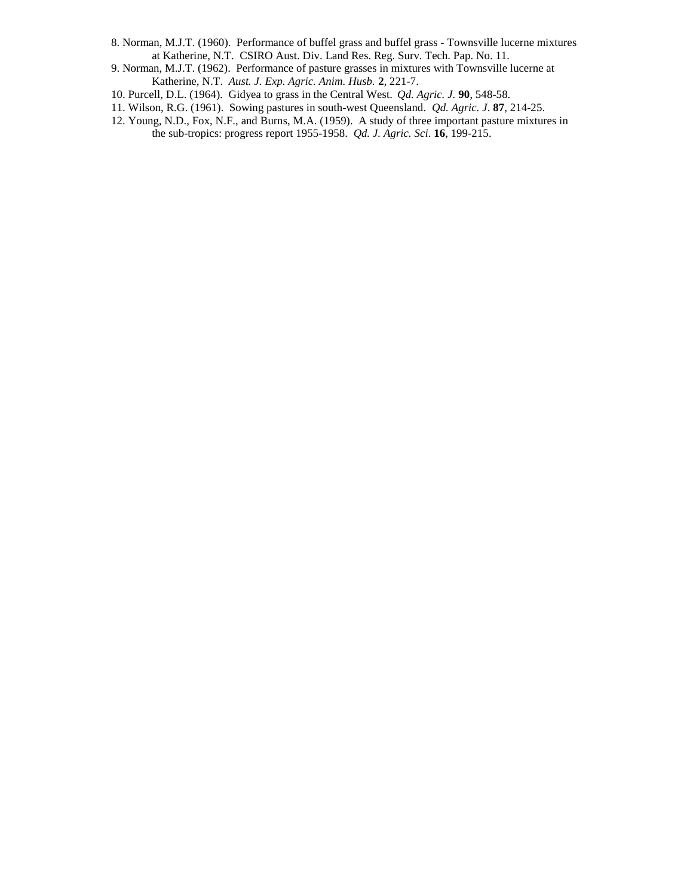8. Norman, M.J.T. (1960). Performance of buffel grass and buffel grass - Townsville lucerne mixtures at Katherine, N.T. CSIRO Aust. Div. Land Res. Reg. Surv. Tech. Pap. No. 11.
9. Norman, M.J.T. (1962). Performance of pasture grasses in mixtures with Townsville lucerne at Katherine, N.T. *Aust. J. Exp. Agric. Anim. Husb.* **2**, 221-7.
10. Purcell, D.L. (1964). Gidyea to grass in the Central West. *Qd. Agric. J.* **90**, 548-58.
11. Wilson, R.G. (1961). Sowing pastures in south-west Queensland. *Qd. Agric. J*. **87**, 214-25.
12. Young, N.D., Fox, N.F., and Burns, M.A. (1959). A study of three important pasture mixtures in the sub-tropics: progress report 1955-1958. *Qd. J. Agric. Sci*. **16**, 199-215.